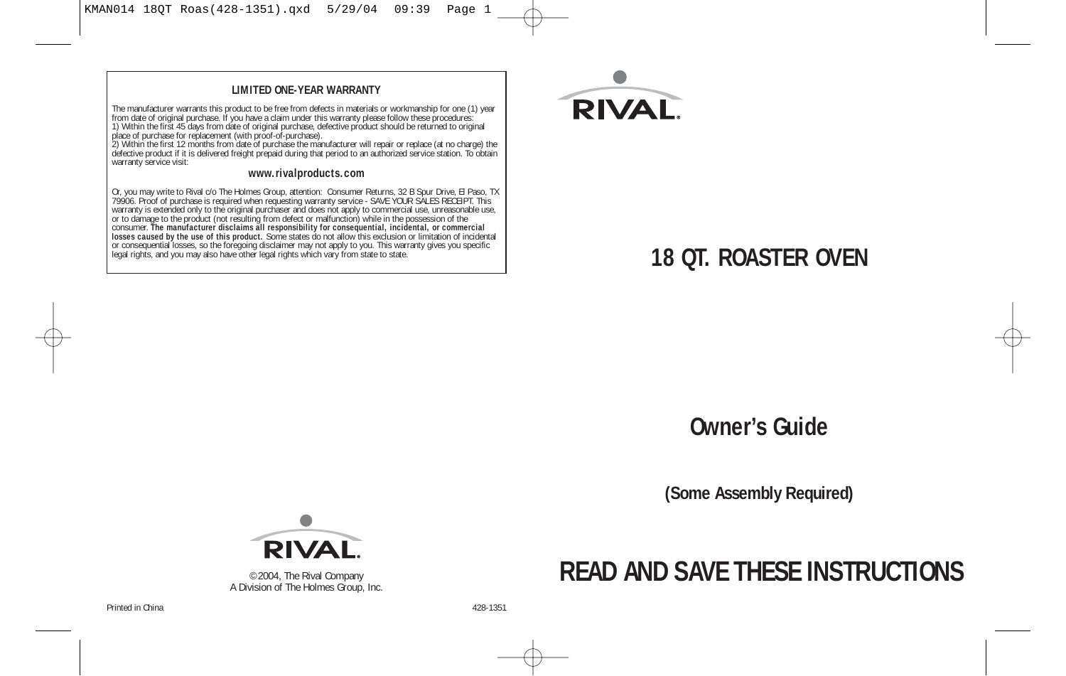## LIMITED ONE-YEAR WARRANTY

The manufacturer warrants this product to be free from defects in materials or workmanship for one (1) year from date of original purchase. If you have a claim under this warranty please follow these procedures:

1) Within the first 45 days from date of original purchase, defective product should be returned to original place of purchase for replacement (with proof-of-purchase).

2) Within the first 12 months from date of purchase the manufacturer will repair or replace (at no charge) the defective product if it is delivered freight prepaid during that period to an authorized service station. To obtain warranty service visit:

**www.rivalproducts.com**

Or, you may write to Rival c/o The Holmes Group, attention: Consumer Returns, 32 B Spur Drive, El Paso, TX 79906. Proof of purchase is required when requesting warranty service - SAVE YOUR SALES RECEIPT. This warranty is extended only to the original purchaser and does not apply to commercial use, unreasonable use, or to damage to the product (not resulting from defect or malfunction) while in the possession of the consumer. **The manufacturer disclaims all responsibility for consequential, incidental, or commercial losses caused by the use of this product.** Some states do not allow this exclusion or limitation of incidental or consequential losses, so the foregoing disclaimer may not apply to you. This warranty gives you specific legal rights, and you may also have other legal rights which vary from state to state.

RIVAL®

© 2004, The Rival Company
A Division of The Holmes Group, Inc.

Printed in China

428-1351

RIVAL®

# 18 QT. ROASTER OVEN

## Owner's Guide

**(Some Assembly Required)**

# READ AND SAVE THESE INSTRUCTIONS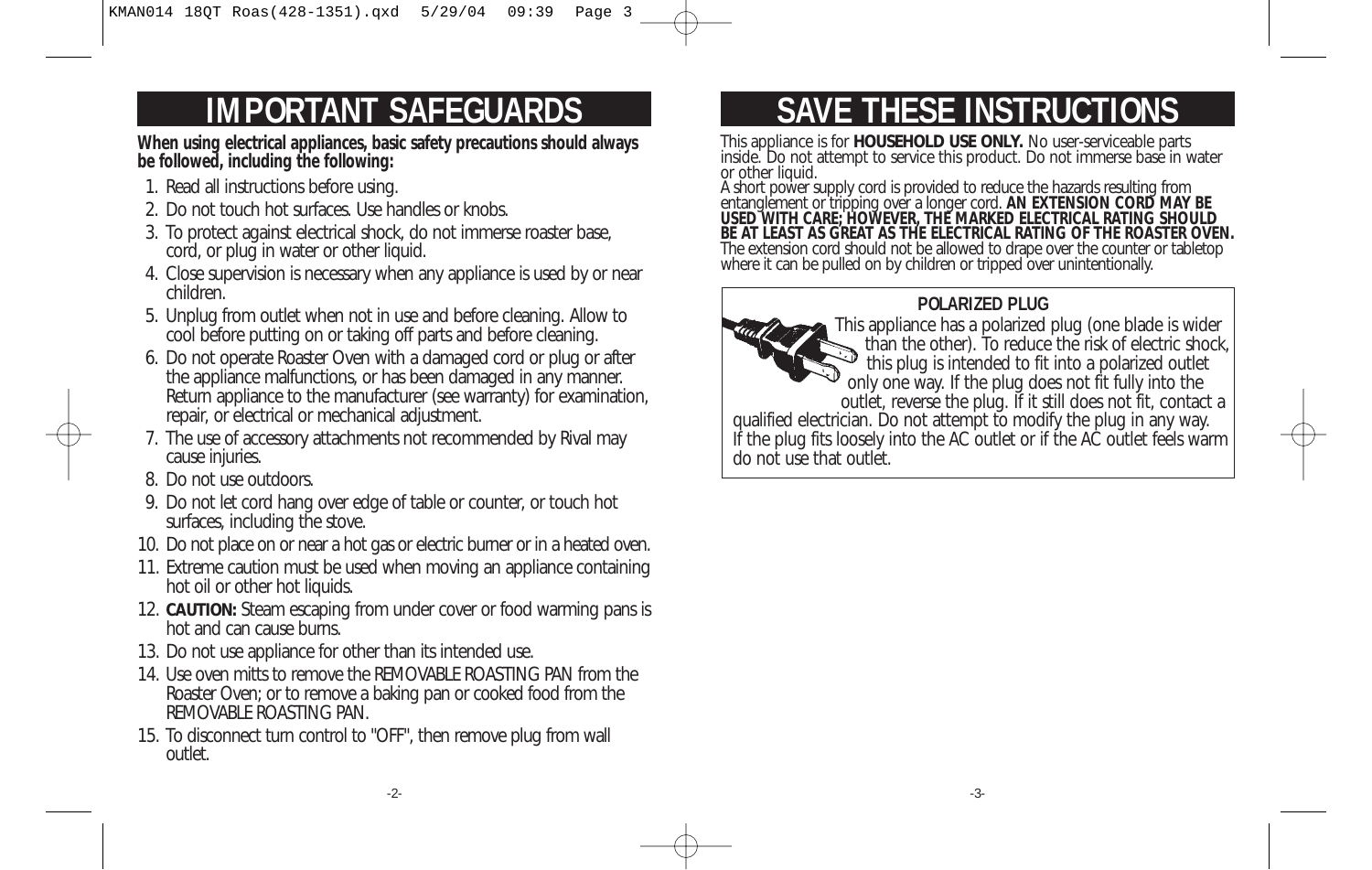# IMPORTANT SAFEGUARDS

**When using electrical appliances, basic safety precautions should always be followed, including the following:**

1. Read all instructions before using.
2. Do not touch hot surfaces. Use handles or knobs.
3. To protect against electrical shock, do not immerse roaster base, cord, or plug in water or other liquid.
4. Close supervision is necessary when any appliance is used by or near children.
5. Unplug from outlet when not in use and before cleaning. Allow to cool before putting on or taking off parts and before cleaning.
6. Do not operate Roaster Oven with a damaged cord or plug or after the appliance malfunctions, or has been damaged in any manner. Return appliance to the manufacturer (see warranty) for examination, repair, or electrical or mechanical adjustment.
7. The use of accessory attachments not recommended by Rival may cause injuries.
8. Do not use outdoors.
9. Do not let cord hang over edge of table or counter, or touch hot surfaces, including the stove.
10. Do not place on or near a hot gas or electric burner or in a heated oven.
11. Extreme caution must be used when moving an appliance containing hot oil or other hot liquids.
12. **CAUTION:** Steam escaping from under cover or food warming pans is hot and can cause burns.
13. Do not use appliance for other than its intended use.
14. Use oven mitts to remove the REMOVABLE ROASTING PAN from the Roaster Oven; or to remove a baking pan or cooked food from the REMOVABLE ROASTING PAN.
15. To disconnect turn control to "OFF", then remove plug from wall outlet.

# SAVE THESE INSTRUCTIONS

This appliance is for **HOUSEHOLD USE ONLY.** No user-serviceable parts inside. Do not attempt to service this product. Do not immerse base in water or other liquid.

A short power supply cord is provided to reduce the hazards resulting from entanglement or tripping over a longer cord. **AN EXTENSION CORD MAY BE USED WITH CARE; HOWEVER, THE MARKED ELECTRICAL RATING SHOULD BE AT LEAST AS GREAT AS THE ELECTRICAL RATING OF THE ROASTER OVEN.** The extension cord should not be allowed to drape over the counter or tabletop where it can be pulled on by children or tripped over unintentionally.

**POLARIZED PLUG**

This appliance has a polarized plug (one blade is wider than the other). To reduce the risk of electric shock, this plug is intended to fit into a polarized outlet only one way. If the plug does not fit fully into the outlet, reverse the plug. If it still does not fit, contact a qualified electrician. Do not attempt to modify the plug in any way. If the plug fits loosely into the AC outlet or if the AC outlet feels warm do not use that outlet.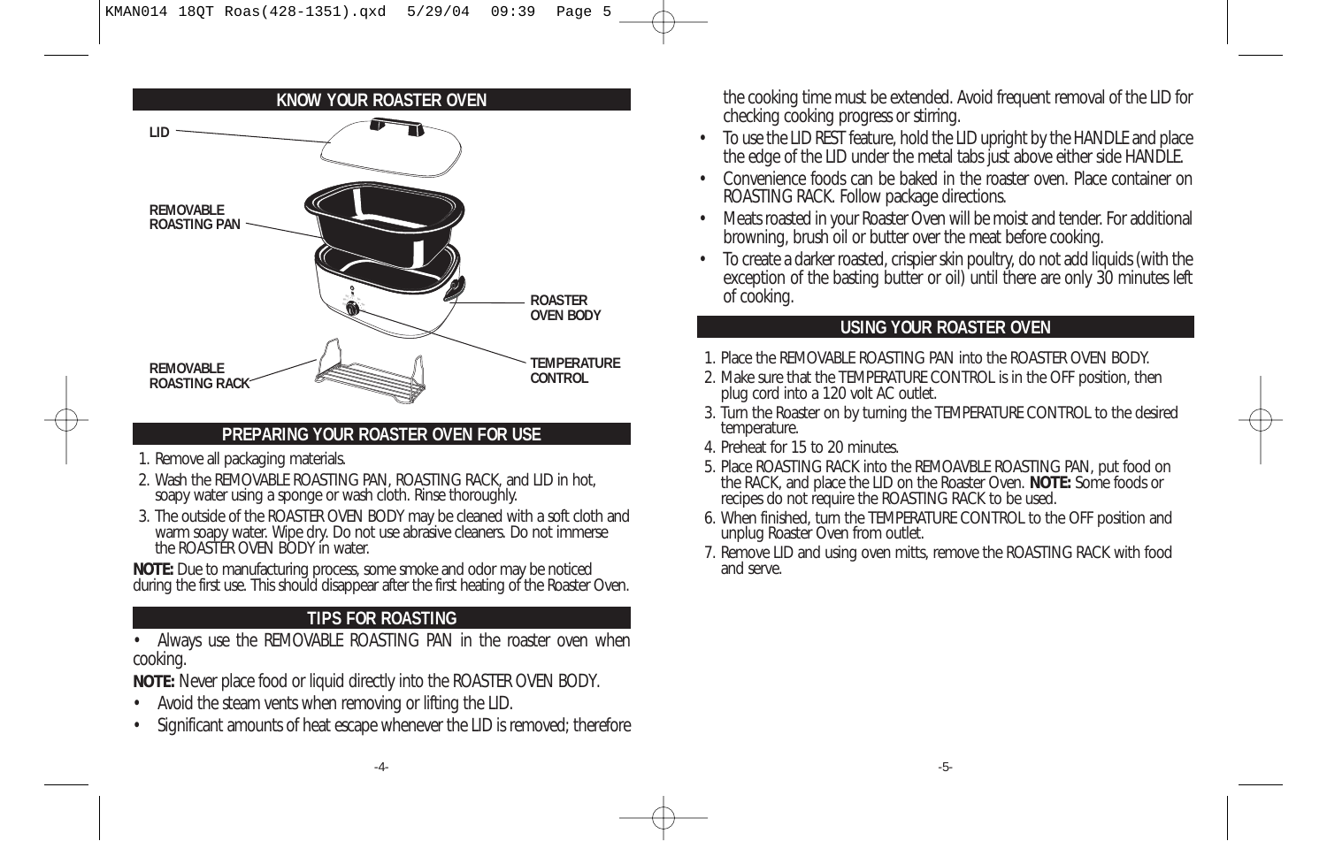## KNOW YOUR ROASTER OVEN

LID

REMOVABLE ROASTING PAN

ROASTER OVEN BODY

REMOVABLE ROASTING RACK

TEMPERATURE CONTROL

## PREPARING YOUR ROASTER OVEN FOR USE

1. Remove all packaging materials.
2. Wash the REMOVABLE ROASTING PAN, ROASTING RACK, and LID in hot, soapy water using a sponge or wash cloth. Rinse thoroughly.
3. The outside of the ROASTER OVEN BODY may be cleaned with a soft cloth and warm soapy water. Wipe dry. Do not use abrasive cleaners. Do not immerse the ROASTER OVEN BODY in water.

**NOTE:** Due to manufacturing process, some smoke and odor may be noticed during the first use. This should disappear after the first heating of the Roaster Oven.

## TIPS FOR ROASTING

- Always use the REMOVABLE ROASTING PAN in the roaster oven when cooking.

**NOTE:** Never place food or liquid directly into the ROASTER OVEN BODY.

- Avoid the steam vents when removing or lifting the LID.
- Significant amounts of heat escape whenever the LID is removed; therefore the cooking time must be extended. Avoid frequent removal of the LID for checking cooking progress or stirring.
- To use the LID REST feature, hold the LID upright by the HANDLE and place the edge of the LID under the metal tabs just above either side HANDLE.
- Convenience foods can be baked in the roaster oven. Place container on ROASTING RACK. Follow package directions.
- Meats roasted in your Roaster Oven will be moist and tender. For additional browning, brush oil or butter over the meat before cooking.
- To create a darker roasted, crispier skin poultry, do not add liquids (with the exception of the basting butter or oil) until there are only 30 minutes left of cooking.

## USING YOUR ROASTER OVEN

1. Place the REMOVABLE ROASTING PAN into the ROASTER OVEN BODY.
2. Make sure that the TEMPERATURE CONTROL is in the OFF position, then plug cord into a 120 volt AC outlet.
3. Turn the Roaster on by turning the TEMPERATURE CONTROL to the desired temperature.
4. Preheat for 15 to 20 minutes.
5. Place ROASTING RACK into the REMOAVBLE ROASTING PAN, put food on the RACK, and place the LID on the Roaster Oven. **NOTE:** Some foods or recipes do not require the ROASTING RACK to be used.
6. When finished, turn the TEMPERATURE CONTROL to the OFF position and unplug Roaster Oven from outlet.
7. Remove LID and using oven mitts, remove the ROASTING RACK with food and serve.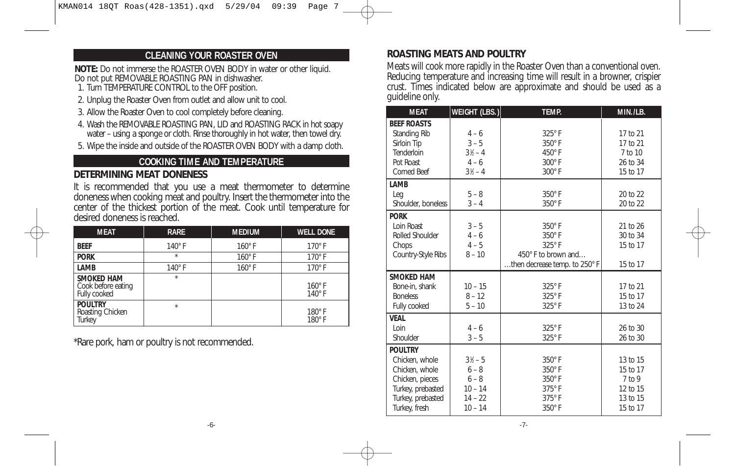## CLEANING YOUR ROASTER OVEN

**NOTE:** Do not immerse the ROASTER OVEN BODY in water or other liquid. Do not put REMOVABLE ROASTING PAN in dishwasher.

1. Turn TEMPERATURE CONTROL to the OFF position.
2. Unplug the Roaster Oven from outlet and allow unit to cool.
3. Allow the Roaster Oven to cool completely before cleaning.
4. Wash the REMOVABLE ROASTING PAN, LID and ROASTING RACK in hot soapy water – using a sponge or cloth. Rinse thoroughly in hot water, then towel dry.
5. Wipe the inside and outside of the ROASTER OVEN BODY with a damp cloth.

## COOKING TIME AND TEMPERATURE

### DETERMINING MEAT DONENESS

It is recommended that you use a meat thermometer to determine doneness when cooking meat and poultry. Insert the thermometer into the center of the thickest portion of the meat. Cook until temperature for desired doneness is reached.

| MEAT | RARE | MEDIUM | WELL DONE |
|---|---|---|---|
| **BEEF** | 140° F | 160° F | 170° F |
| **PORK** | * | 160° F | 170° F |
| **LAMB** | 140° F | 160° F | 170° F |
| **SMOKED HAM** | * | | |
| Cook before eating | | | 160° F |
| Fully cooked | | | 140° F |
| **POULTRY** | * | | |
| Roasting Chicken | | | 180° F |
| Turkey | | | 180° F |

*Rare pork, ham or poultry is not recommended.

## ROASTING MEATS AND POULTRY

Meats will cook more rapidly in the Roaster Oven than a conventional oven. Reducing temperature and increasing time will result in a browner, crispier crust. Times indicated below are approximate and should be used as a guideline only.

| MEAT | WEIGHT (LBS.) | TEMP. | MIN./LB. |
|---|---|---|---|
| **BEEF ROASTS** | | | |
| Standing Rib | 4 – 6 | 325° F | 17 to 21 |
| Sirloin Tip | 3 – 5 | 350° F | 17 to 21 |
| Tenderloin | 3½ – 4 | 450° F | 7 to 10 |
| Pot Roast | 4 – 6 | 300° F | 26 to 34 |
| Corned Beef | 3½ – 4 | 300° F | 15 to 17 |
| **LAMB** | | | |
| Leg | 5 – 8 | 350° F | 20 to 22 |
| Shoulder, boneless | 3 – 4 | 350° F | 20 to 22 |
| **PORK** | | | |
| Loin Roast | 3 – 5 | 350° F | 21 to 26 |
| Rolled Shoulder | 4 – 6 | 350° F | 30 to 34 |
| Chops | 4 – 5 | 325° F | 15 to 17 |
| Country-Style Ribs | 8 – 10 | 450° F to brown and… …then decrease temp. to 250° F | 15 to 17 |
| **SMOKED HAM** | | | |
| Bone-in, shank | 10 – 15 | 325° F | 17 to 21 |
| Boneless | 8 – 12 | 325° F | 15 to 17 |
| Fully cooked | 5 – 10 | 325° F | 13 to 24 |
| **VEAL** | | | |
| Loin | 4 – 6 | 325° F | 26 to 30 |
| Shoulder | 3 – 5 | 325° F | 26 to 30 |
| **POULTRY** | | | |
| Chicken, whole | 3½ – 5 | 350° F | 13 to 15 |
| Chicken, whole | 6 – 8 | 350° F | 15 to 17 |
| Chicken, pieces | 6 – 8 | 350° F | 7 to 9 |
| Turkey, prebasted | 10 – 14 | 375° F | 12 to 15 |
| Turkey, prebasted | 14 – 22 | 375° F | 13 to 15 |
| Turkey, fresh | 10 – 14 | 350° F | 15 to 17 |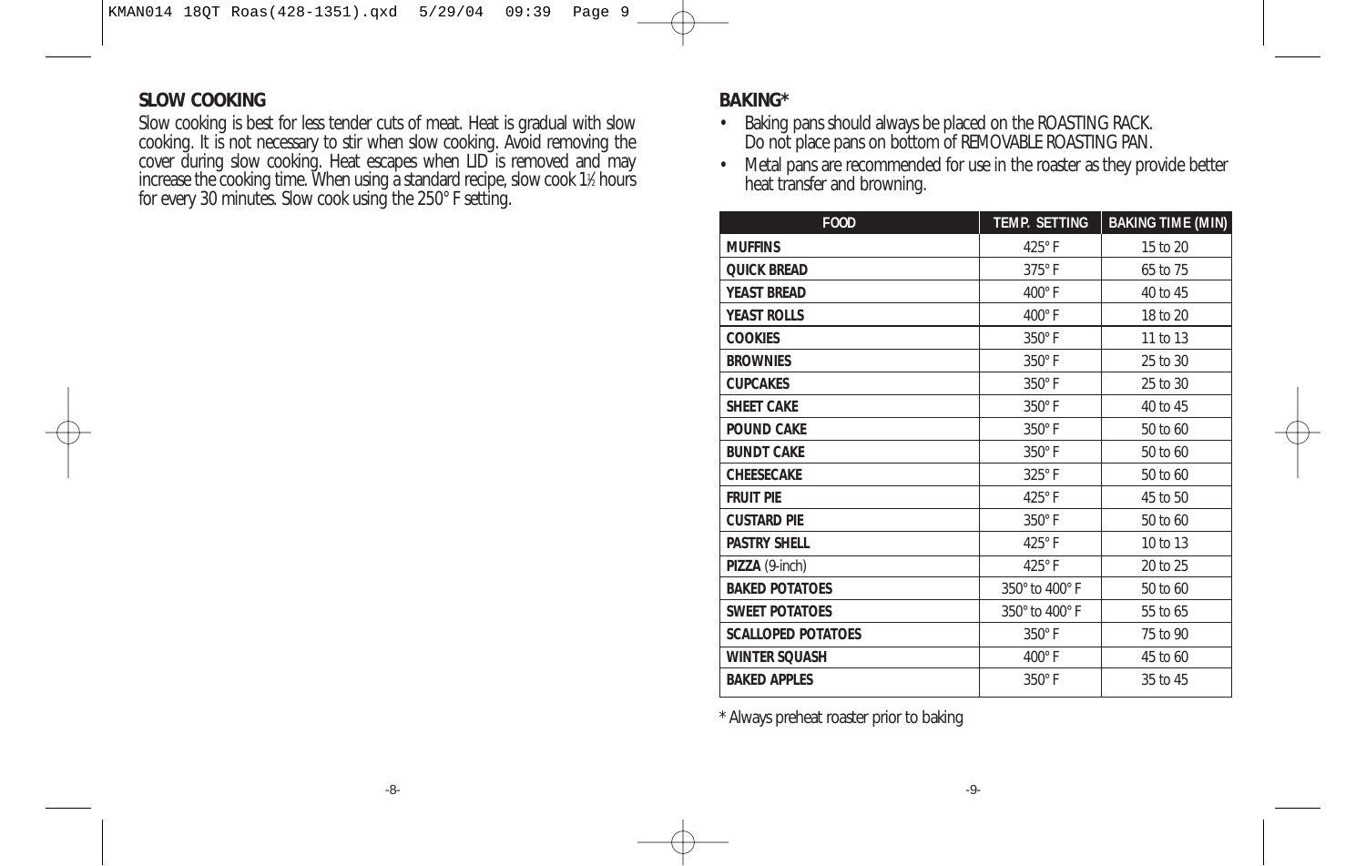## SLOW COOKING

Slow cooking is best for less tender cuts of meat. Heat is gradual with slow cooking. It is not necessary to stir when slow cooking. Avoid removing the cover during slow cooking. Heat escapes when LID is removed and may increase the cooking time. When using a standard recipe, slow cook 1½ hours for every 30 minutes. Slow cook using the 250° F setting.

## BAKING*

- Baking pans should always be placed on the ROASTING RACK. Do not place pans on bottom of REMOVABLE ROASTING PAN.
- Metal pans are recommended for use in the roaster as they provide better heat transfer and browning.

| FOOD | TEMP. SETTING | BAKING TIME (MIN) |
|---|---|---|
| **MUFFINS** | 425° F | 15 to 20 |
| **QUICK BREAD** | 375° F | 65 to 75 |
| **YEAST BREAD** | 400° F | 40 to 45 |
| **YEAST ROLLS** | 400° F | 18 to 20 |
| **COOKIES** | 350° F | 11 to 13 |
| **BROWNIES** | 350° F | 25 to 30 |
| **CUPCAKES** | 350° F | 25 to 30 |
| **SHEET CAKE** | 350° F | 40 to 45 |
| **POUND CAKE** | 350° F | 50 to 60 |
| **BUNDT CAKE** | 350° F | 50 to 60 |
| **CHEESECAKE** | 325° F | 50 to 60 |
| **FRUIT PIE** | 425° F | 45 to 50 |
| **CUSTARD PIE** | 350° F | 50 to 60 |
| **PASTRY SHELL** | 425° F | 10 to 13 |
| **PIZZA** (9-inch) | 425° F | 20 to 25 |
| **BAKED POTATOES** | 350° to 400° F | 50 to 60 |
| **SWEET POTATOES** | 350° to 400° F | 55 to 65 |
| **SCALLOPED POTATOES** | 350° F | 75 to 90 |
| **WINTER SQUASH** | 400° F | 45 to 60 |
| **BAKED APPLES** | 350° F | 35 to 45 |

* Always preheat roaster prior to baking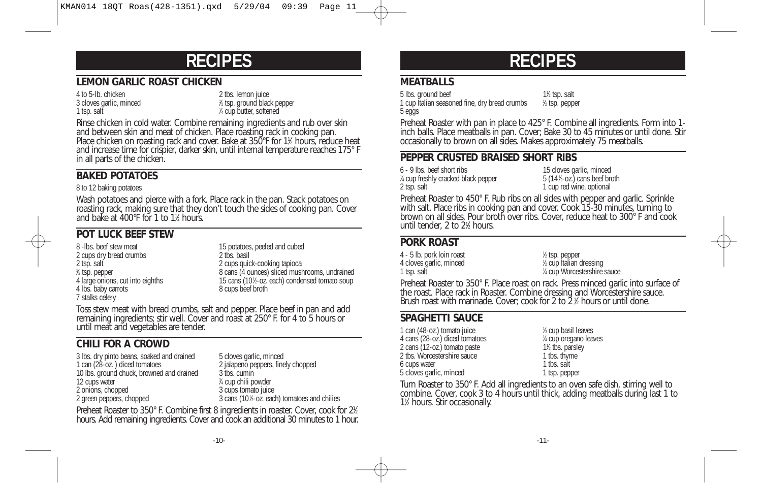# RECIPES

## LEMON GARLIC ROAST CHICKEN

4 to 5-lb. chicken
3 cloves garlic, minced
1 tsp. salt
2 tbs. lemon juice
½ tsp. ground black pepper
¼ cup butter, softened

Rinse chicken in cold water. Combine remaining ingredients and rub over skin and between skin and meat of chicken. Place roasting rack in cooking pan. Place chicken on roasting rack and cover. Bake at 350°F for 1½ hours, reduce heat and increase time for crispier, darker skin, until internal temperature reaches 175° F in all parts of the chicken.

## BAKED POTATOES

8 to 12 baking potatoes

Wash potatoes and pierce with a fork. Place rack in the pan. Stack potatoes on roasting rack, making sure that they don't touch the sides of cooking pan. Cover and bake at 400°F for 1 to 1½ hours.

## POT LUCK BEEF STEW

8 -lbs. beef stew meat
2 cups dry bread crumbs
2 tsp. salt
½ tsp. pepper
4 large onions, cut into eighths
4 lbs. baby carrots
7 stalks celery
15 potatoes, peeled and cubed
2 tbs. basil
2 cups quick-cooking tapioca
8 cans (4 ounces) sliced mushrooms, undrained
15 cans (10½-oz. each) condensed tomato soup
8 cups beef broth

Toss stew meat with bread crumbs, salt and pepper. Place beef in pan and add remaining ingredients; stir well. Cover and roast at 250° F. for 4 to 5 hours or until meat and vegetables are tender.

## CHILI FOR A CROWD

3 lbs. dry pinto beans, soaked and drained
1 can (28-oz. ) diced tomatoes
10 lbs. ground chuck, browned and drained
12 cups water
2 onions, chopped
2 green peppers, chopped
5 cloves garlic, minced
2 jalapeno peppers, finely chopped
3 tbs. cumin
¾ cup chili powder
3 cups tomato juice
3 cans (10½-oz. each) tomatoes and chilies

Preheat Roaster to 350° F. Combine first 8 ingredients in roaster. Cover, cook for 2½ hours. Add remaining ingredients. Cover and cook an additional 30 minutes to 1 hour.

# RECIPES

## MEATBALLS

5 lbs. ground beef
1 cup Italian seasoned fine, dry bread crumbs
5 eggs
1½ tsp. salt
½ tsp. pepper

Preheat Roaster with pan in place to 425° F. Combine all ingredients. Form into 1-inch balls. Place meatballs in pan. Cover; Bake 30 to 45 minutes or until done. Stir occasionally to brown on all sides. Makes approximately 75 meatballs.

## PEPPER CRUSTED BRAISED SHORT RIBS

6 - 9 lbs. beef short ribs
¼ cup freshly cracked black pepper
2 tsp. salt
15 cloves garlic, minced
5 (14½-oz.) cans beef broth
1 cup red wine, optional

Preheat Roaster to 450° F. Rub ribs on all sides with pepper and garlic. Sprinkle with salt. Place ribs in cooking pan and cover. Cook 15-30 minutes, turning to brown on all sides. Pour broth over ribs. Cover, reduce heat to 300° F and cook until tender, 2 to 2½ hours.

## PORK ROAST

4 - 5 lb. pork loin roast
4 cloves garlic, minced
1 tsp. salt
½ tsp. pepper
½ cup Italian dressing
¼ cup Worcestershire sauce

Preheat Roaster to 350° F. Place roast on rack. Press minced garlic into surface of the roast. Place rack in Roaster. Combine dressing and Worcestershire sauce. Brush roast with marinade. Cover; cook for 2 to 2 ½ hours or until done.

## SPAGHETTI SAUCE

1 can (48-oz.) tomato juice
4 cans (28-oz.) diced tomatoes
2 cans (12-oz.) tomato paste
2 tbs. Worcestershire sauce
6 cups water
5 cloves garlic, minced
⅓ cup basil leaves
¼ cup oregano leaves
1½ tbs. parsley
1 tbs. thyme
1 tbs. salt
1 tsp. pepper

Turn Roaster to 350° F. Add all ingredients to an oven safe dish, stirring well to combine. Cover, cook 3 to 4 hours until thick, adding meatballs during last 1 to 1½ hours. Stir occasionally.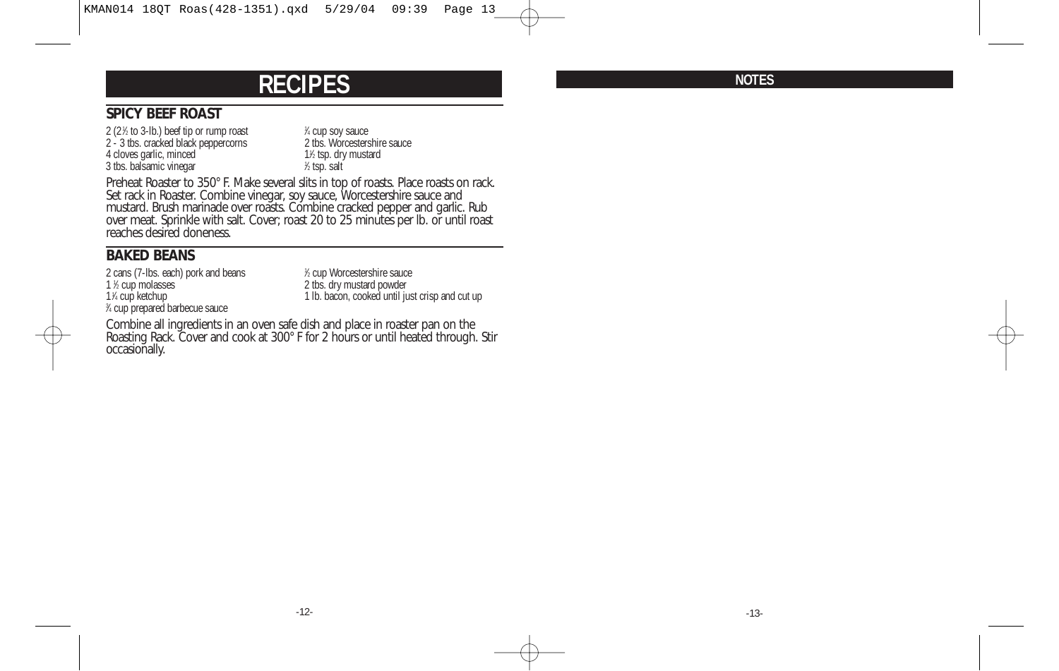# RECIPES

## SPICY BEEF ROAST

- 2 (2½ to 3-lb.) beef tip or rump roast
- 2 - 3 tbs. cracked black peppercorns
- 4 cloves garlic, minced
- 3 tbs. balsamic vinegar
- ¾ cup soy sauce
- 2 tbs. Worcestershire sauce
- 1½ tsp. dry mustard
- ½ tsp. salt

Preheat Roaster to 350° F. Make several slits in top of roasts. Place roasts on rack. Set rack in Roaster. Combine vinegar, soy sauce, Worcestershire sauce and mustard. Brush marinade over roasts. Combine cracked pepper and garlic. Rub over meat. Sprinkle with salt. Cover; roast 20 to 25 minutes per lb. or until roast reaches desired doneness.

## BAKED BEANS

- 2 cans (7-lbs. each) pork and beans
- 1 ½ cup molasses
- 1¼ cup ketchup
- ¾ cup prepared barbecue sauce
- ½ cup Worcestershire sauce
- 2 tbs. dry mustard powder
- 1 lb. bacon, cooked until just crisp and cut up

Combine all ingredients in an oven safe dish and place in roaster pan on the Roasting Rack. Cover and cook at 300° F for 2 hours or until heated through. Stir occasionally.

# NOTES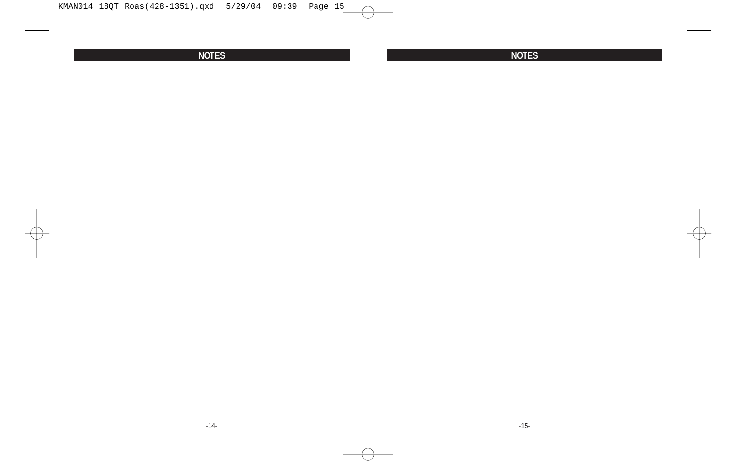## NOTES

## NOTES